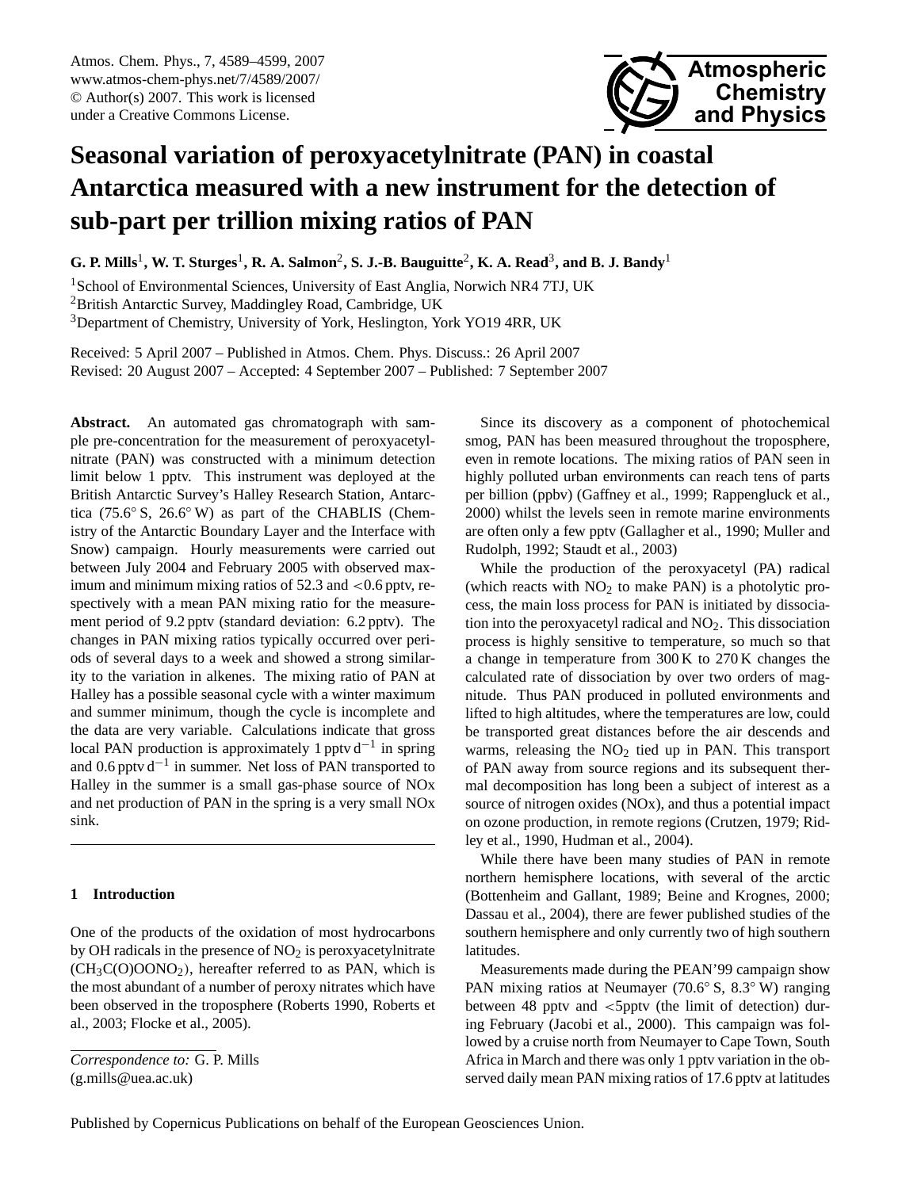# Seasonal variation of peroxyacetylnitrate (PAN) in coastal Antarctica measured with a new instrument for the detection of sub-part per trillion mixing ratios of PAN

**G. P. Mills[1], W. T. Sturges[1], R. A. Salmon[2], S. J.-B. Bauguitte[2], K. A. Read[3], and B. J. Bandy[1]**

[1]School of Environmental Sciences, University of East Anglia, Norwich NR4 7TJ, UK

[2]British Antarctic Survey, Maddingley Road, Cambridge, UK

[3]Department of Chemistry, University of York, Heslington, York YO19 4RR, UK

Received: 5 April 2007 – Published in Atmos. Chem. Phys. Discuss.: 26 April 2007
Revised: 20 August 2007 – Accepted: 4 September 2007 – Published: 7 September 2007

**Abstract.** An automated gas chromatograph with sample pre-concentration for the measurement of peroxyacetylnitrate (PAN) was constructed with a minimum detection limit below 1 pptv. This instrument was deployed at the British Antarctic Survey's Halley Research Station, Antarctica (75.6° S, 26.6° W) as part of the CHABLIS (Chemistry of the Antarctic Boundary Layer and the Interface with Snow) campaign. Hourly measurements were carried out between July 2004 and February 2005 with observed maximum and minimum mixing ratios of 52.3 and <0.6 pptv, respectively with a mean PAN mixing ratio for the measurement period of 9.2 pptv (standard deviation: 6.2 pptv). The changes in PAN mixing ratios typically occurred over periods of several days to a week and showed a strong similarity to the variation in alkenes. The mixing ratio of PAN at Halley has a possible seasonal cycle with a winter maximum and summer minimum, though the cycle is incomplete and the data are very variable. Calculations indicate that gross local PAN production is approximately 1 pptv $d^{-1}$ in spring and 0.6 pptv $d^{-1}$ in summer. Net loss of PAN transported to Halley in the summer is a small gas-phase source of NOx and net production of PAN in the spring is a very small NOx sink.

## 1 Introduction

One of the products of the oxidation of most hydrocarbons by OH radicals in the presence of $NO_2$ is peroxyacetylnitrate ($CH_3C(O)OONO_2$), hereafter referred to as PAN, which is the most abundant of a number of peroxy nitrates which have been observed in the troposphere (Roberts 1990, Roberts et al., 2003; Flocke et al., 2005).

*Correspondence to:* G. P. Mills
(g.mills@uea.ac.uk)

Since its discovery as a component of photochemical smog, PAN has been measured throughout the troposphere, even in remote locations. The mixing ratios of PAN seen in highly polluted urban environments can reach tens of parts per billion (ppbv) (Gaffney et al., 1999; Rappengluck et al., 2000) whilst the levels seen in remote marine environments are often only a few pptv (Gallagher et al., 1990; Muller and Rudolph, 1992; Staudt et al., 2003)

While the production of the peroxyacetyl (PA) radical (which reacts with $NO_2$ to make PAN) is a photolytic process, the main loss process for PAN is initiated by dissociation into the peroxyacetyl radical and $NO_2$. This dissociation process is highly sensitive to temperature, so much so that a change in temperature from 300 K to 270 K changes the calculated rate of dissociation by over two orders of magnitude. Thus PAN produced in polluted environments and lifted to high altitudes, where the temperatures are low, could be transported great distances before the air descends and warms, releasing the $NO_2$ tied up in PAN. This transport of PAN away from source regions and its subsequent thermal decomposition has long been a subject of interest as a source of nitrogen oxides (NOx), and thus a potential impact on ozone production, in remote regions (Crutzen, 1979; Ridley et al., 1990, Hudman et al., 2004).

While there have been many studies of PAN in remote northern hemisphere locations, with several of the arctic (Bottenheim and Gallant, 1989; Beine and Krognes, 2000; Dassau et al., 2004), there are fewer published studies of the southern hemisphere and only currently two of high southern latitudes.

Measurements made during the PEAN'99 campaign show PAN mixing ratios at Neumayer (70.6° S, 8.3° W) ranging between 48 pptv and <5pptv (the limit of detection) during February (Jacobi et al., 2000). This campaign was followed by a cruise north from Neumayer to Cape Town, South Africa in March and there was only 1 pptv variation in the observed daily mean PAN mixing ratios of 17.6 pptv at latitudes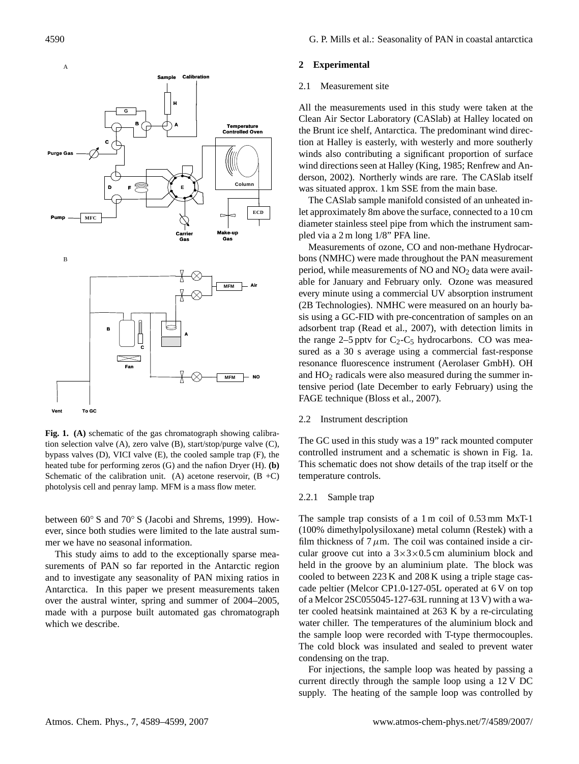**Fig. 1. (A)** schematic of the gas chromatograph showing calibration selection valve (A), zero valve (B), start/stop/purge valve (C), bypass valves (D), VICI valve (E), the cooled sample trap (F), the heated tube for performing zeros (G) and the nafion Dryer (H). **(b)** Schematic of the calibration unit. (A) acetone reservoir, (B +C) photolysis cell and penray lamp. MFM is a mass flow meter.

between 60° S and 70° S (Jacobi and Shrems, 1999). However, since both studies were limited to the late austral summer we have no seasonal information.

This study aims to add to the exceptionally sparse measurements of PAN so far reported in the Antarctic region and to investigate any seasonality of PAN mixing ratios in Antarctica. In this paper we present measurements taken over the austral winter, spring and summer of 2004–2005, made with a purpose built automated gas chromatograph which we describe.

## 2 Experimental

### 2.1 Measurement site

All the measurements used in this study were taken at the Clean Air Sector Laboratory (CASlab) at Halley located on the Brunt ice shelf, Antarctica. The predominant wind direction at Halley is easterly, with westerly and more southerly winds also contributing a significant proportion of surface wind directions seen at Halley (King, 1985; Renfrew and Anderson, 2002). Northerly winds are rare. The CASlab itself was situated approx. 1 km SSE from the main base.

The CASlab sample manifold consisted of an unheated inlet approximately 8m above the surface, connected to a 10 cm diameter stainless steel pipe from which the instrument sampled via a 2 m long 1/8" PFA line.

Measurements of ozone, CO and non-methane Hydrocarbons (NMHC) were made throughout the PAN measurement period, while measurements of NO and $NO_2$ data were available for January and February only. Ozone was measured every minute using a commercial UV absorption instrument (2B Technologies). NMHC were measured on an hourly basis using a GC-FID with pre-concentration of samples on an adsorbent trap (Read et al., 2007), with detection limits in the range 2–5 pptv for $C_2$-$C_5$ hydrocarbons. CO was measured as a 30 s average using a commercial fast-response resonance fluorescence instrument (Aerolaser GmbH). OH and $HO_2$ radicals were also measured during the summer intensive period (late December to early February) using the FAGE technique (Bloss et al., 2007).

### 2.2 Instrument description

The GC used in this study was a 19" rack mounted computer controlled instrument and a schematic is shown in Fig. 1a. This schematic does not show details of the trap itself or the temperature controls.

#### 2.2.1 Sample trap

The sample trap consists of a 1 m coil of 0.53 mm MxT-1 (100% dimethylpolysiloxane) metal column (Restek) with a film thickness of 7 $\mu$m. The coil was contained inside a circular groove cut into a 3×3×0.5 cm aluminium block and held in the groove by an aluminium plate. The block was cooled to between 223 K and 208 K using a triple stage cascade peltier (Melcor CP1.0-127-05L operated at 6 V on top of a Melcor 2SC055045-127-63L running at 13 V) with a water cooled heatsink maintained at 263 K by a re-circulating water chiller. The temperatures of the aluminium block and the sample loop were recorded with T-type thermocouples. The cold block was insulated and sealed to prevent water condensing on the trap.

For injections, the sample loop was heated by passing a current directly through the sample loop using a 12 V DC supply. The heating of the sample loop was controlled by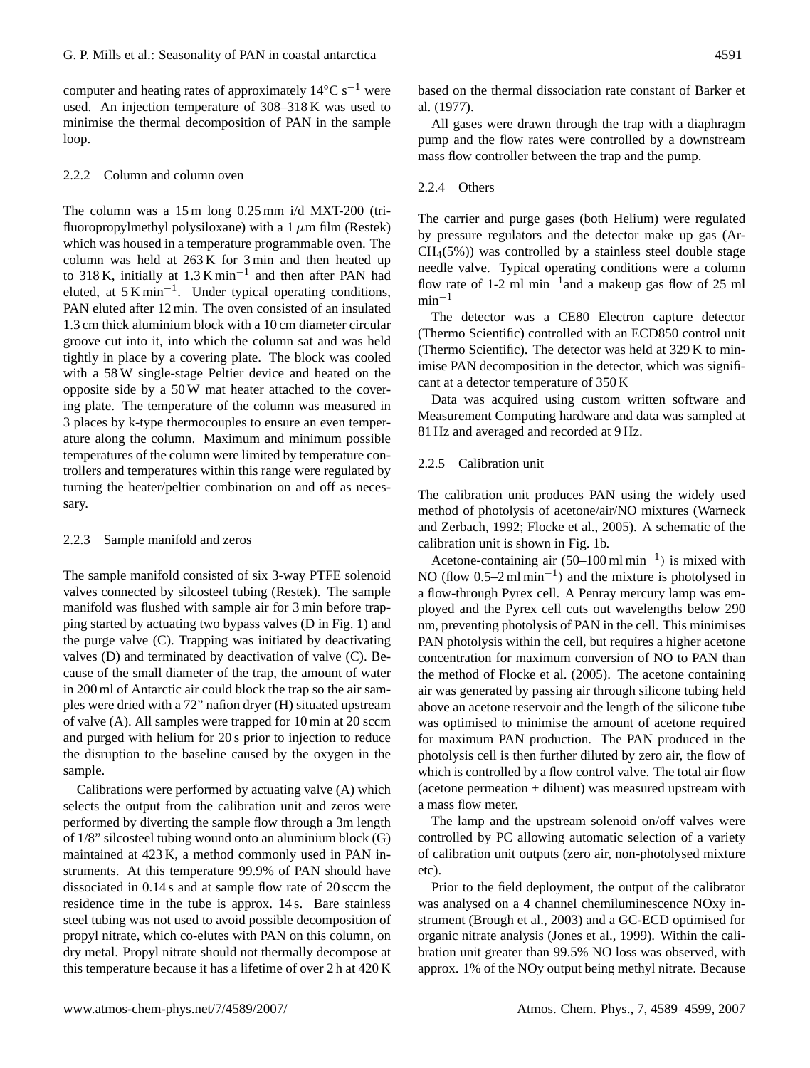computer and heating rates of approximately 14°C $s^{-1}$ were used. An injection temperature of 308–318 K was used to minimise the thermal decomposition of PAN in the sample loop.

#### 2.2.2 Column and column oven

The column was a 15 m long 0.25 mm i/d MXT-200 (trifluoropropylmethyl polysiloxane) with a 1 $\mu$m film (Restek) which was housed in a temperature programmable oven. The column was held at 263 K for 3 min and then heated up to 318 K, initially at 1.3 K $min^{-1}$ and then after PAN had eluted, at 5 K $min^{-1}$. Under typical operating conditions, PAN eluted after 12 min. The oven consisted of an insulated 1.3 cm thick aluminium block with a 10 cm diameter circular groove cut into it, into which the column sat and was held tightly in place by a covering plate. The block was cooled with a 58 W single-stage Peltier device and heated on the opposite side by a 50 W mat heater attached to the covering plate. The temperature of the column was measured in 3 places by k-type thermocouples to ensure an even temperature along the column. Maximum and minimum possible temperatures of the column were limited by temperature controllers and temperatures within this range were regulated by turning the heater/peltier combination on and off as necessary.

#### 2.2.3 Sample manifold and zeros

The sample manifold consisted of six 3-way PTFE solenoid valves connected by silcosteel tubing (Restek). The sample manifold was flushed with sample air for 3 min before trapping started by actuating two bypass valves (D in Fig. 1) and the purge valve (C). Trapping was initiated by deactivating valves (D) and terminated by deactivation of valve (C). Because of the small diameter of the trap, the amount of water in 200 ml of Antarctic air could block the trap so the air samples were dried with a 72" nafion dryer (H) situated upstream of valve (A). All samples were trapped for 10 min at 20 sccm and purged with helium for 20 s prior to injection to reduce the disruption to the baseline caused by the oxygen in the sample.

Calibrations were performed by actuating valve (A) which selects the output from the calibration unit and zeros were performed by diverting the sample flow through a 3m length of 1/8" silcosteel tubing wound onto an aluminium block (G) maintained at 423 K, a method commonly used in PAN instruments. At this temperature 99.9% of PAN should have dissociated in 0.14 s and at sample flow rate of 20 sccm the residence time in the tube is approx. 14 s. Bare stainless steel tubing was not used to avoid possible decomposition of propyl nitrate, which co-elutes with PAN on this column, on dry metal. Propyl nitrate should not thermally decompose at this temperature because it has a lifetime of over 2 h at 420 K based on the thermal dissociation rate constant of Barker et al. (1977).

All gases were drawn through the trap with a diaphragm pump and the flow rates were controlled by a downstream mass flow controller between the trap and the pump.

#### 2.2.4 Others

The carrier and purge gases (both Helium) were regulated by pressure regulators and the detector make up gas (Ar-$CH_4$(5%)) was controlled by a stainless steel double stage needle valve. Typical operating conditions were a column flow rate of 1-2 ml $min^{-1}$and a makeup gas flow of 25 ml $min^{-1}$

The detector was a CE80 Electron capture detector (Thermo Scientific) controlled with an ECD850 control unit (Thermo Scientific). The detector was held at 329 K to minimise PAN decomposition in the detector, which was significant at a detector temperature of 350 K

Data was acquired using custom written software and Measurement Computing hardware and data was sampled at 81 Hz and averaged and recorded at 9 Hz.

#### 2.2.5 Calibration unit

The calibration unit produces PAN using the widely used method of photolysis of acetone/air/NO mixtures (Warneck and Zerbach, 1992; Flocke et al., 2005). A schematic of the calibration unit is shown in Fig. 1b.

Acetone-containing air (50–100 ml $min^{-1}$) is mixed with NO (flow 0.5–2 ml $min^{-1}$) and the mixture is photolysed in a flow-through Pyrex cell. A Penray mercury lamp was employed and the Pyrex cell cuts out wavelengths below 290 nm, preventing photolysis of PAN in the cell. This minimises PAN photolysis within the cell, but requires a higher acetone concentration for maximum conversion of NO to PAN than the method of Flocke et al. (2005). The acetone containing air was generated by passing air through silicone tubing held above an acetone reservoir and the length of the silicone tube was optimised to minimise the amount of acetone required for maximum PAN production. The PAN produced in the photolysis cell is then further diluted by zero air, the flow of which is controlled by a flow control valve. The total air flow (acetone permeation + diluent) was measured upstream with a mass flow meter.

The lamp and the upstream solenoid on/off valves were controlled by PC allowing automatic selection of a variety of calibration unit outputs (zero air, non-photolysed mixture etc).

Prior to the field deployment, the output of the calibrator was analysed on a 4 channel chemiluminescence NOxy instrument (Brough et al., 2003) and a GC-ECD optimised for organic nitrate analysis (Jones et al., 1999). Within the calibration unit greater than 99.5% NO loss was observed, with approx. 1% of the NOy output being methyl nitrate. Because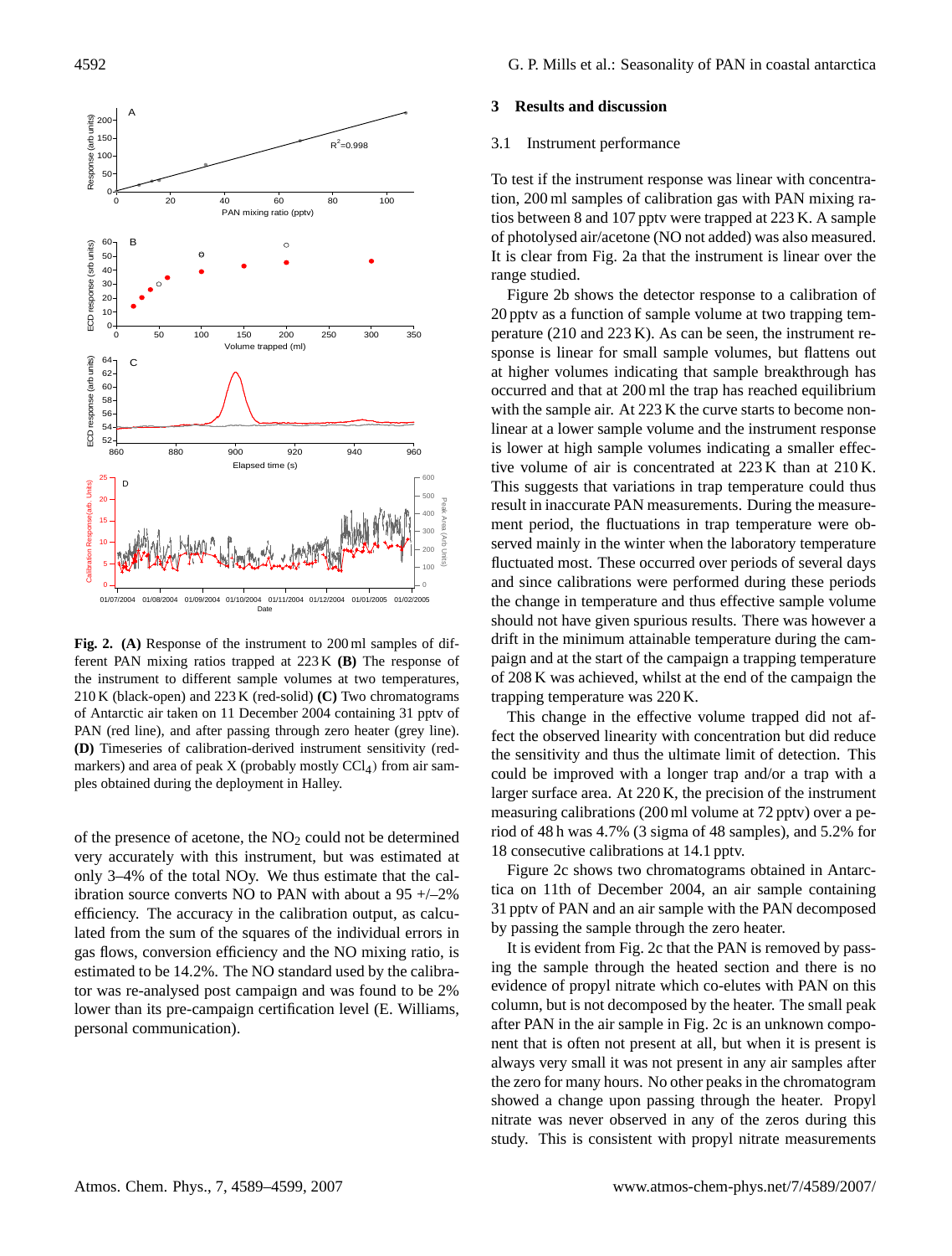**Fig. 2.** **(A)** Response of the instrument to 200 ml samples of different PAN mixing ratios trapped at 223 K **(B)** The response of the instrument to different sample volumes at two temperatures, 210 K (black-open) and 223 K (red-solid) **(C)** Two chromatograms of Antarctic air taken on 11 December 2004 containing 31 pptv of PAN (red line), and after passing through zero heater (grey line). **(D)** Timeseries of calibration-derived instrument sensitivity (red-markers) and area of peak X (probably mostly $CCl_4$) from air samples obtained during the deployment in Halley.

of the presence of acetone, the $NO_2$ could not be determined very accurately with this instrument, but was estimated at only 3–4% of the total NOy. We thus estimate that the calibration source converts NO to PAN with about a 95 +/–2% efficiency. The accuracy in the calibration output, as calculated from the sum of the squares of the individual errors in gas flows, conversion efficiency and the NO mixing ratio, is estimated to be 14.2%. The NO standard used by the calibrator was re-analysed post campaign and was found to be 2% lower than its pre-campaign certification level (E. Williams, personal communication).

## 3 Results and discussion

### 3.1 Instrument performance

To test if the instrument response was linear with concentration, 200 ml samples of calibration gas with PAN mixing ratios between 8 and 107 pptv were trapped at 223 K. A sample of photolysed air/acetone (NO not added) was also measured. It is clear from Fig. 2a that the instrument is linear over the range studied.

Figure 2b shows the detector response to a calibration of 20 pptv as a function of sample volume at two trapping temperature (210 and 223 K). As can be seen, the instrument response is linear for small sample volumes, but flattens out at higher volumes indicating that sample breakthrough has occurred and that at 200 ml the trap has reached equilibrium with the sample air. At 223 K the curve starts to become non-linear at a lower sample volume and the instrument response is lower at high sample volumes indicating a smaller effective volume of air is concentrated at 223 K than at 210 K. This suggests that variations in trap temperature could thus result in inaccurate PAN measurements. During the measurement period, the fluctuations in trap temperature were observed mainly in the winter when the laboratory temperature fluctuated most. These occurred over periods of several days and since calibrations were performed during these periods the change in temperature and thus effective sample volume should not have given spurious results. There was however a drift in the minimum attainable temperature during the campaign and at the start of the campaign a trapping temperature of 208 K was achieved, whilst at the end of the campaign the trapping temperature was 220 K.

This change in the effective volume trapped did not affect the observed linearity with concentration but did reduce the sensitivity and thus the ultimate limit of detection. This could be improved with a longer trap and/or a trap with a larger surface area. At 220 K, the precision of the instrument measuring calibrations (200 ml volume at 72 pptv) over a period of 48 h was 4.7% (3 sigma of 48 samples), and 5.2% for 18 consecutive calibrations at 14.1 pptv.

Figure 2c shows two chromatograms obtained in Antarctica on 11th of December 2004, an air sample containing 31 pptv of PAN and an air sample with the PAN decomposed by passing the sample through the zero heater.

It is evident from Fig. 2c that the PAN is removed by passing the sample through the heated section and there is no evidence of propyl nitrate which co-elutes with PAN on this column, but is not decomposed by the heater. The small peak after PAN in the air sample in Fig. 2c is an unknown component that is often not present at all, but when it is present is always very small it was not present in any air samples after the zero for many hours. No other peaks in the chromatogram showed a change upon passing through the heater. Propyl nitrate was never observed in any of the zeros during this study. This is consistent with propyl nitrate measurements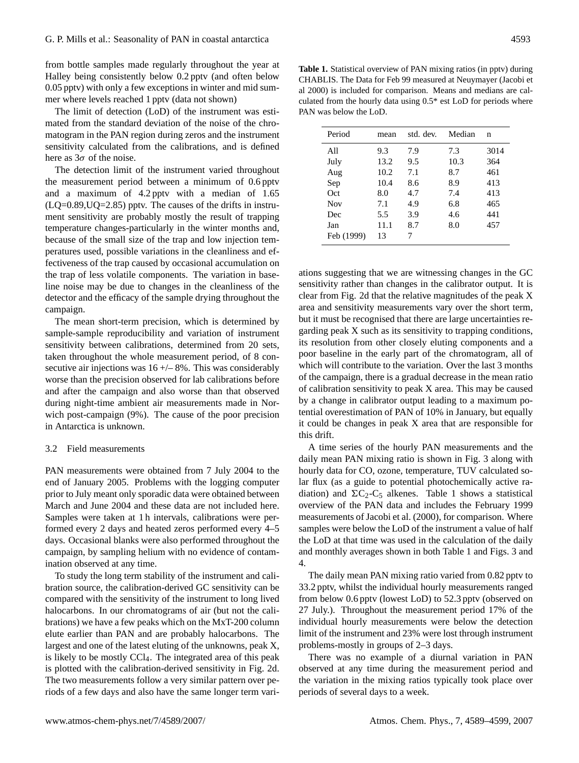from bottle samples made regularly throughout the year at Halley being consistently below 0.2 pptv (and often below 0.05 pptv) with only a few exceptions in winter and mid summer where levels reached 1 pptv (data not shown)

The limit of detection (LoD) of the instrument was estimated from the standard deviation of the noise of the chromatogram in the PAN region during zeros and the instrument sensitivity calculated from the calibrations, and is defined here as $3\sigma$ of the noise.

The detection limit of the instrument varied throughout the measurement period between a minimum of 0.6 pptv and a maximum of 4.2 pptv with a median of 1.65 (LQ=0.89,UQ=2.85) pptv. The causes of the drifts in instrument sensitivity are probably mostly the result of trapping temperature changes-particularly in the winter months and, because of the small size of the trap and low injection temperatures used, possible variations in the cleanliness and effectiveness of the trap caused by occasional accumulation on the trap of less volatile components. The variation in baseline noise may be due to changes in the cleanliness of the detector and the efficacy of the sample drying throughout the campaign.

The mean short-term precision, which is determined by sample-sample reproducibility and variation of instrument sensitivity between calibrations, determined from 20 sets, taken throughout the whole measurement period, of 8 consecutive air injections was 16 +/– 8%. This was considerably worse than the precision observed for lab calibrations before and after the campaign and also worse than that observed during night-time ambient air measurements made in Norwich post-campaign (9%). The cause of the poor precision in Antarctica is unknown.

### 3.2 Field measurements

PAN measurements were obtained from 7 July 2004 to the end of January 2005. Problems with the logging computer prior to July meant only sporadic data were obtained between March and June 2004 and these data are not included here. Samples were taken at 1 h intervals, calibrations were performed every 2 days and heated zeros performed every 4–5 days. Occasional blanks were also performed throughout the campaign, by sampling helium with no evidence of contamination observed at any time.

To study the long term stability of the instrument and calibration source, the calibration-derived GC sensitivity can be compared with the sensitivity of the instrument to long lived halocarbons. In our chromatograms of air (but not the calibrations) we have a few peaks which on the MxT-200 column elute earlier than PAN and are probably halocarbons. The largest and one of the latest eluting of the unknowns, peak X, is likely to be mostly $CCl_4$. The integrated area of this peak is plotted with the calibration-derived sensitivity in Fig. 2d. The two measurements follow a very similar pattern over periods of a few days and also have the same longer term variations suggesting that we are witnessing changes in the GC sensitivity rather than changes in the calibrator output. It is clear from Fig. 2d that the relative magnitudes of the peak X area and sensitivity measurements vary over the short term, but it must be recognised that there are large uncertainties regarding peak X such as its sensitivity to trapping conditions, its resolution from other closely eluting components and a poor baseline in the early part of the chromatogram, all of which will contribute to the variation. Over the last 3 months of the campaign, there is a gradual decrease in the mean ratio of calibration sensitivity to peak X area. This may be caused by a change in calibrator output leading to a maximum potential overestimation of PAN of 10% in January, but equally it could be changes in peak X area that are responsible for this drift.

**Table 1.** Statistical overview of PAN mixing ratios (in pptv) during CHABLIS. The Data for Feb 99 measured at Neuymayer (Jacobi et al 2000) is included for comparison. Means and medians are calculated from the hourly data using 0.5* est LoD for periods where PAN was below the LoD.

| Period | mean | std. dev. | Median | n |
|---|---|---|---|---|
| All | 9.3 | 7.9 | 7.3 | 3014 |
| July | 13.2 | 9.5 | 10.3 | 364 |
| Aug | 10.2 | 7.1 | 8.7 | 461 |
| Sep | 10.4 | 8.6 | 8.9 | 413 |
| Oct | 8.0 | 4.7 | 7.4 | 413 |
| Nov | 7.1 | 4.9 | 6.8 | 465 |
| Dec | 5.5 | 3.9 | 4.6 | 441 |
| Jan | 11.1 | 8.7 | 8.0 | 457 |
| Feb (1999) | 13 | 7 | | |

A time series of the hourly PAN measurements and the daily mean PAN mixing ratio is shown in Fig. 3 along with hourly data for CO, ozone, temperature, TUV calculated solar flux (as a guide to potential photochemically active radiation) and $\Sigma C_2$-$C_5$ alkenes. Table 1 shows a statistical overview of the PAN data and includes the February 1999 measurements of Jacobi et al. (2000), for comparison. Where samples were below the LoD of the instrument a value of half the LoD at that time was used in the calculation of the daily and monthly averages shown in both Table 1 and Figs. 3 and 4.

The daily mean PAN mixing ratio varied from 0.82 pptv to 33.2 pptv, whilst the individual hourly measurements ranged from below 0.6 pptv (lowest LoD) to 52.3 pptv (observed on 27 July.). Throughout the measurement period 17% of the individual hourly measurements were below the detection limit of the instrument and 23% were lost through instrument problems-mostly in groups of 2–3 days.

There was no example of a diurnal variation in PAN observed at any time during the measurement period and the variation in the mixing ratios typically took place over periods of several days to a week.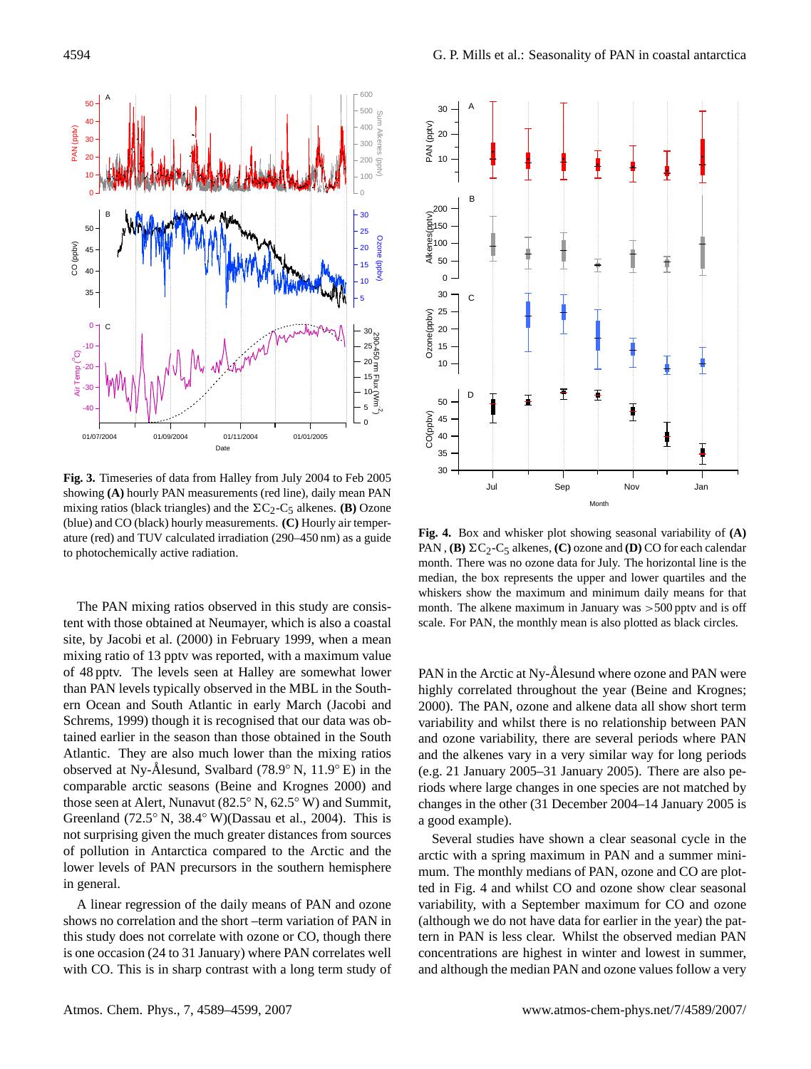**Fig. 3.** Timeseries of data from Halley from July 2004 to Feb 2005 showing **(A)** hourly PAN measurements (red line), daily mean PAN mixing ratios (black triangles) and the $\Sigma C_2$-$C_5$ alkenes. **(B)** Ozone (blue) and CO (black) hourly measurements. **(C)** Hourly air temperature (red) and TUV calculated irradiation (290–450 nm) as a guide to photochemically active radiation.

The PAN mixing ratios observed in this study are consistent with those obtained at Neumayer, which is also a coastal site, by Jacobi et al. (2000) in February 1999, when a mean mixing ratio of 13 pptv was reported, with a maximum value of 48 pptv. The levels seen at Halley are somewhat lower than PAN levels typically observed in the MBL in the Southern Ocean and South Atlantic in early March (Jacobi and Schrems, 1999) though it is recognised that our data was obtained earlier in the season than those obtained in the South Atlantic. They are also much lower than the mixing ratios observed at Ny-Ålesund, Svalbard (78.9° N, 11.9° E) in the comparable arctic seasons (Beine and Krognes 2000) and those seen at Alert, Nunavut (82.5° N, 62.5° W) and Summit, Greenland (72.5° N, 38.4° W)(Dassau et al., 2004). This is not surprising given the much greater distances from sources of pollution in Antarctica compared to the Arctic and the lower levels of PAN precursors in the southern hemisphere in general.

A linear regression of the daily means of PAN and ozone shows no correlation and the short –term variation of PAN in this study does not correlate with ozone or CO, though there is one occasion (24 to 31 January) where PAN correlates well with CO. This is in sharp contrast with a long term study of PAN in the Arctic at Ny-Ålesund where ozone and PAN were highly correlated throughout the year (Beine and Krognes; 2000). The PAN, ozone and alkene data all show short term variability and whilst there is no relationship between PAN and ozone variability, there are several periods where PAN and the alkenes vary in a very similar way for long periods (e.g. 21 January 2005–31 January 2005). There are also periods where large changes in one species are not matched by changes in the other (31 December 2004–14 January 2005 is a good example).

**Fig. 4.** Box and whisker plot showing seasonal variability of **(A)** PAN , **(B)** $\Sigma C_2$-$C_5$ alkenes, **(C)** ozone and **(D)** CO for each calendar month. There was no ozone data for July. The horizontal line is the median, the box represents the upper and lower quartiles and the whiskers show the maximum and minimum daily means for that month. The alkene maximum in January was >500 pptv and is off scale. For PAN, the monthly mean is also plotted as black circles.

Several studies have shown a clear seasonal cycle in the arctic with a spring maximum in PAN and a summer minimum. The monthly medians of PAN, ozone and CO are plotted in Fig. 4 and whilst CO and ozone show clear seasonal variability, with a September maximum for CO and ozone (although we do not have data for earlier in the year) the pattern in PAN is less clear. Whilst the observed median PAN concentrations are highest in winter and lowest in summer, and although the median PAN and ozone values follow a very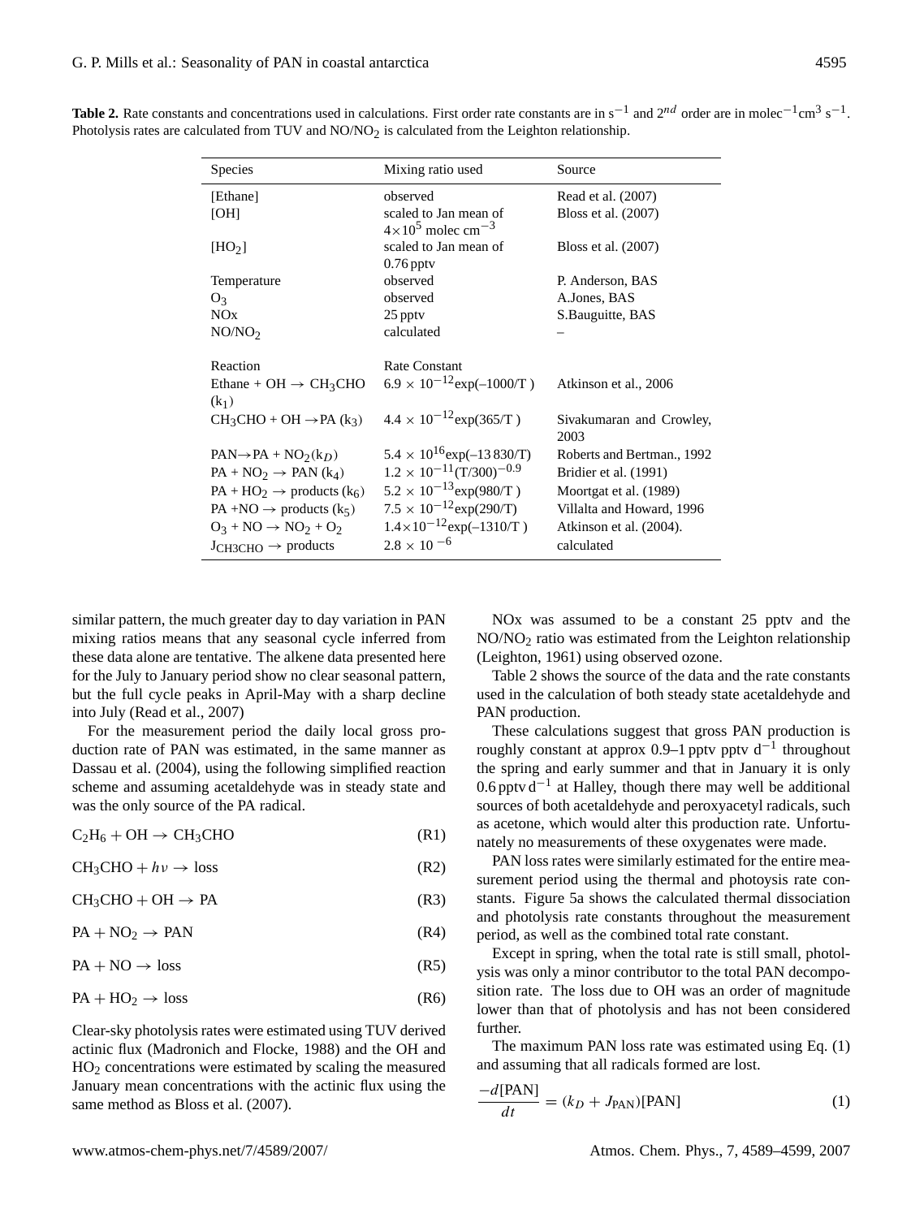**Table 2.** Rate constants and concentrations used in calculations. First order rate constants are in $s^{-1}$ and $2^{nd}$ order are in $molec^{-1} cm^3 s^{-1}$. Photolysis rates are calculated from TUV and $NO/NO_2$ is calculated from the Leighton relationship.

| Species | Mixing ratio used | Source |
|---|---|---|
| [Ethane] | observed | Read et al. (2007) |
| [OH] | scaled to Jan mean of $4 \times 10^5$ molec $cm^{-3}$ | Bloss et al. (2007) |
| [$HO_2$] | scaled to Jan mean of 0.76 pptv | Bloss et al. (2007) |
| Temperature | observed | P. Anderson, BAS |
| $O_3$ | observed | A.Jones, BAS |
| NOx | 25 pptv | S.Bauguitte, BAS |
| $NO/NO_2$ | calculated | – |
| Reaction | Rate Constant | |
| Ethane + OH $\rightarrow$ $CH_3CHO$ ($k_1$) | $6.9 \times 10^{-12}\exp(-1000/T)$ | Atkinson et al., 2006 |
| $CH_3CHO$ + OH $\rightarrow$ PA ($k_3$) | $4.4 \times 10^{-12}\exp(365/T)$ | Sivakumaran and Crowley, 2003 |
| PAN $\rightarrow$ PA + $NO_2$ ($k_D$) | $5.4 \times 10^{16}\exp(-13\,830/T)$ | Roberts and Bertman., 1992 |
| PA + $NO_2$ $\rightarrow$ PAN ($k_4$) | $1.2 \times 10^{-11}(T/300)^{-0.9}$ | Bridier et al. (1991) |
| PA + $HO_2$ $\rightarrow$ products ($k_6$) | $5.2 \times 10^{-13}\exp(980/T)$ | Moortgat et al. (1989) |
| PA + NO $\rightarrow$ products ($k_5$) | $7.5 \times 10^{-12}\exp(290/T)$ | Villalta and Howard, 1996 |
| $O_3$ + NO $\rightarrow$ $NO_2$ + $O_2$ | $1.4 \times 10^{-12}\exp(-1310/T)$ | Atkinson et al. (2004). |
| $J_{CH3CHO}$ $\rightarrow$ products | $2.8 \times 10^{-6}$ | calculated |

similar pattern, the much greater day to day variation in PAN mixing ratios means that any seasonal cycle inferred from these data alone are tentative. The alkene data presented here for the July to January period show no clear seasonal pattern, but the full cycle peaks in April-May with a sharp decline into July (Read et al., 2007)

For the measurement period the daily local gross production rate of PAN was estimated, in the same manner as Dassau et al. (2004), using the following simplified reaction scheme and assuming acetaldehyde was in steady state and was the only source of the PA radical.

$$C_2H_6 + OH \rightarrow CH_3CHO \qquad \text{(R1)}$$

$$CH_3CHO + h\nu \rightarrow \text{loss} \qquad \text{(R2)}$$

$$CH_3CHO + OH \rightarrow PA \qquad \text{(R3)}$$

$$PA + NO_2 \rightarrow PAN \qquad \text{(R4)}$$

$$PA + NO \rightarrow \text{loss} \qquad \text{(R5)}$$

$$PA + HO_2 \rightarrow \text{loss} \qquad \text{(R6)}$$

Clear-sky photolysis rates were estimated using TUV derived actinic flux (Madronich and Flocke, 1988) and the OH and $HO_2$ concentrations were estimated by scaling the measured January mean concentrations with the actinic flux using the same method as Bloss et al. (2007).

NOx was assumed to be a constant 25 pptv and the $NO/NO_2$ ratio was estimated from the Leighton relationship (Leighton, 1961) using observed ozone.

Table 2 shows the source of the data and the rate constants used in the calculation of both steady state acetaldehyde and PAN production.

These calculations suggest that gross PAN production is roughly constant at approx 0.9–1 pptv pptv $d^{-1}$ throughout the spring and early summer and that in January it is only 0.6 pptv $d^{-1}$ at Halley, though there may well be additional sources of both acetaldehyde and peroxyacetyl radicals, such as acetone, which would alter this production rate. Unfortunately no measurements of these oxygenates were made.

PAN loss rates were similarly estimated for the entire measurement period using the thermal and photoysis rate constants. Figure 5a shows the calculated thermal dissociation and photolysis rate constants throughout the measurement period, as well as the combined total rate constant.

Except in spring, when the total rate is still small, photolysis was only a minor contributor to the total PAN decomposition rate. The loss due to OH was an order of magnitude lower than that of photolysis and has not been considered further.

The maximum PAN loss rate was estimated using Eq. (1) and assuming that all radicals formed are lost.

$$\frac{-d[\text{PAN}]}{dt} = (k_D + J_{\text{PAN}})[\text{PAN}] \qquad (1)$$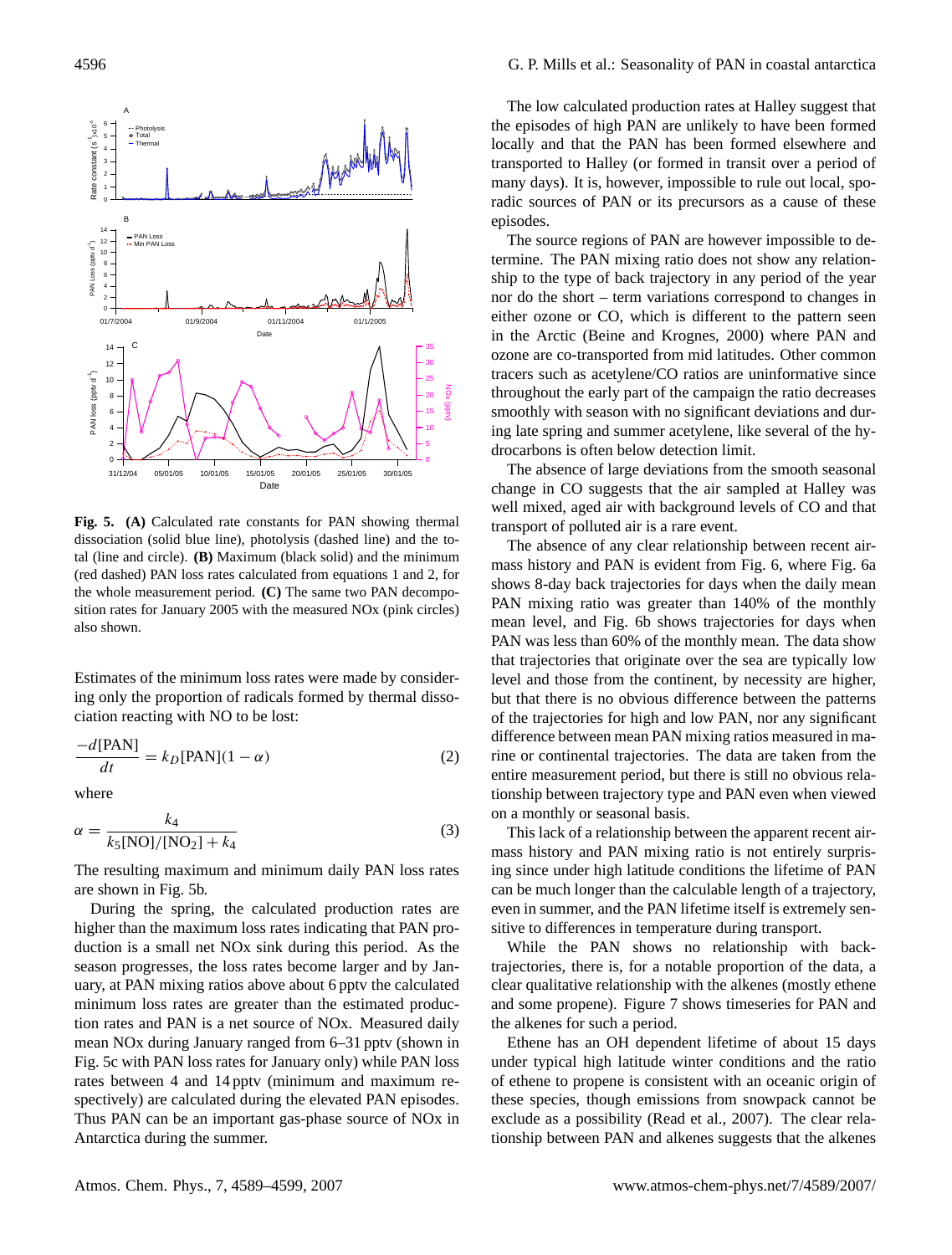Fig. 5. **(A)** Calculated rate constants for PAN showing thermal dissociation (solid blue line), photolysis (dashed line) and the total (line and circle). **(B)** Maximum (black solid) and the minimum (red dashed) PAN loss rates calculated from equations 1 and 2, for the whole measurement period. **(C)** The same two PAN decomposition rates for January 2005 with the measured NOx (pink circles) also shown.

Estimates of the minimum loss rates were made by considering only the proportion of radicals formed by thermal dissociation reacting with NO to be lost:

$$\frac{-d[\text{PAN}]}{dt} = k_D[\text{PAN}](1-\alpha) \tag{2}$$

where

$$\alpha = \frac{k_4}{k_5[\text{NO}]/[\text{NO}_2] + k_4} \tag{3}$$

The resulting maximum and minimum daily PAN loss rates are shown in Fig. 5b.

During the spring, the calculated production rates are higher than the maximum loss rates indicating that PAN production is a small net NOx sink during this period. As the season progresses, the loss rates become larger and by January, at PAN mixing ratios above about 6 pptv the calculated minimum loss rates are greater than the estimated production rates and PAN is a net source of NOx. Measured daily mean NOx during January ranged from 6–31 pptv (shown in Fig. 5c with PAN loss rates for January only) while PAN loss rates between 4 and 14 pptv (minimum and maximum respectively) are calculated during the elevated PAN episodes. Thus PAN can be an important gas-phase source of NOx in Antarctica during the summer.

The low calculated production rates at Halley suggest that the episodes of high PAN are unlikely to have been formed locally and that the PAN has been formed elsewhere and transported to Halley (or formed in transit over a period of many days). It is, however, impossible to rule out local, sporadic sources of PAN or its precursors as a cause of these episodes.

The source regions of PAN are however impossible to determine. The PAN mixing ratio does not show any relationship to the type of back trajectory in any period of the year nor do the short – term variations correspond to changes in either ozone or CO, which is different to the pattern seen in the Arctic (Beine and Krognes, 2000) where PAN and ozone are co-transported from mid latitudes. Other common tracers such as acetylene/CO ratios are uninformative since throughout the early part of the campaign the ratio decreases smoothly with season with no significant deviations and during late spring and summer acetylene, like several of the hydrocarbons is often below detection limit.

The absence of large deviations from the smooth seasonal change in CO suggests that the air sampled at Halley was well mixed, aged air with background levels of CO and that transport of polluted air is a rare event.

The absence of any clear relationship between recent airmass history and PAN is evident from Fig. 6, where Fig. 6a shows 8-day back trajectories for days when the daily mean PAN mixing ratio was greater than 140% of the monthly mean level, and Fig. 6b shows trajectories for days when PAN was less than 60% of the monthly mean. The data show that trajectories that originate over the sea are typically low level and those from the continent, by necessity are higher, but that there is no obvious difference between the patterns of the trajectories for high and low PAN, nor any significant difference between mean PAN mixing ratios measured in marine or continental trajectories. The data are taken from the entire measurement period, but there is still no obvious relationship between trajectory type and PAN even when viewed on a monthly or seasonal basis.

This lack of a relationship between the apparent recent airmass history and PAN mixing ratio is not entirely surprising since under high latitude conditions the lifetime of PAN can be much longer than the calculable length of a trajectory, even in summer, and the PAN lifetime itself is extremely sensitive to differences in temperature during transport.

While the PAN shows no relationship with back-trajectories, there is, for a notable proportion of the data, a clear qualitative relationship with the alkenes (mostly ethene and some propene). Figure 7 shows timeseries for PAN and the alkenes for such a period.

Ethene has an OH dependent lifetime of about 15 days under typical high latitude winter conditions and the ratio of ethene to propene is consistent with an oceanic origin of these species, though emissions from snowpack cannot be exclude as a possibility (Read et al., 2007). The clear relationship between PAN and alkenes suggests that the alkenes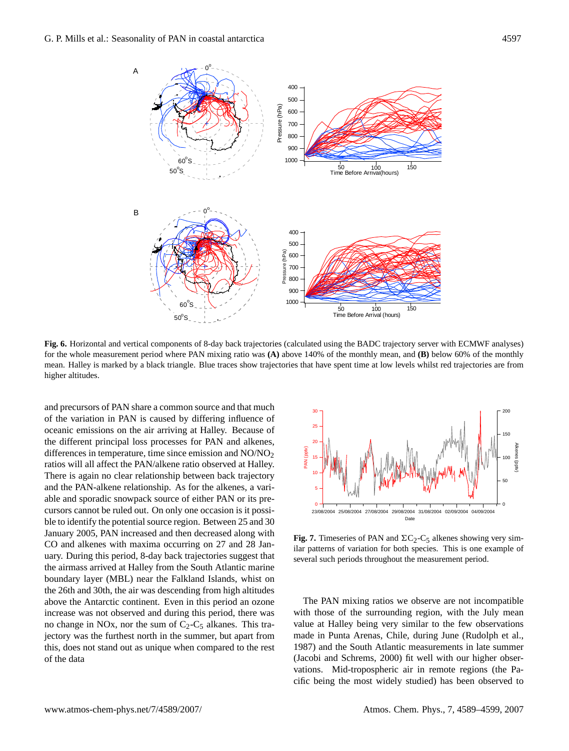**Fig. 6.** Horizontal and vertical components of 8-day back trajectories (calculated using the BADC trajectory server with ECMWF analyses) for the whole measurement period where PAN mixing ratio was **(A)** above 140% of the monthly mean, and **(B)** below 60% of the monthly mean. Halley is marked by a black triangle. Blue traces show trajectories that have spent time at low levels whilst red trajectories are from higher altitudes.

and precursors of PAN share a common source and that much of the variation in PAN is caused by differing influence of oceanic emissions on the air arriving at Halley. Because of the different principal loss processes for PAN and alkenes, differences in temperature, time since emission and $NO/NO_2$ ratios will all affect the PAN/alkene ratio observed at Halley. There is again no clear relationship between back trajectory and the PAN-alkene relationship. As for the alkenes, a variable and sporadic snowpack source of either PAN or its precursors cannot be ruled out. On only one occasion is it possible to identify the potential source region. Between 25 and 30 January 2005, PAN increased and then decreased along with CO and alkenes with maxima occurring on 27 and 28 January. During this period, 8-day back trajectories suggest that the airmass arrived at Halley from the South Atlantic marine boundary layer (MBL) near the Falkland Islands, whilst on the 26th and 30th, the air was descending from high altitudes above the Antarctic continent. Even in this period an ozone increase was not observed and during this period, there was no change in NOx, nor the sum of $C_2$-$C_5$ alkanes. This trajectory was the furthest north in the summer, but apart from this, does not stand out as unique when compared to the rest of the data

**Fig. 7.** Timeseries of PAN and $\Sigma C_2$-$C_5$ alkenes showing very similar patterns of variation for both species. This is one example of several such periods throughout the measurement period.

The PAN mixing ratios we observe are not incompatible with those of the surrounding region, with the July mean value at Halley being very similar to the few observations made in Punta Arenas, Chile, during June (Rudolph et al., 1987) and the South Atlantic measurements in late summer (Jacobi and Schrems, 2000) fit well with our higher observations. Mid-tropospheric air in remote regions (the Pacific being the most widely studied) has been observed to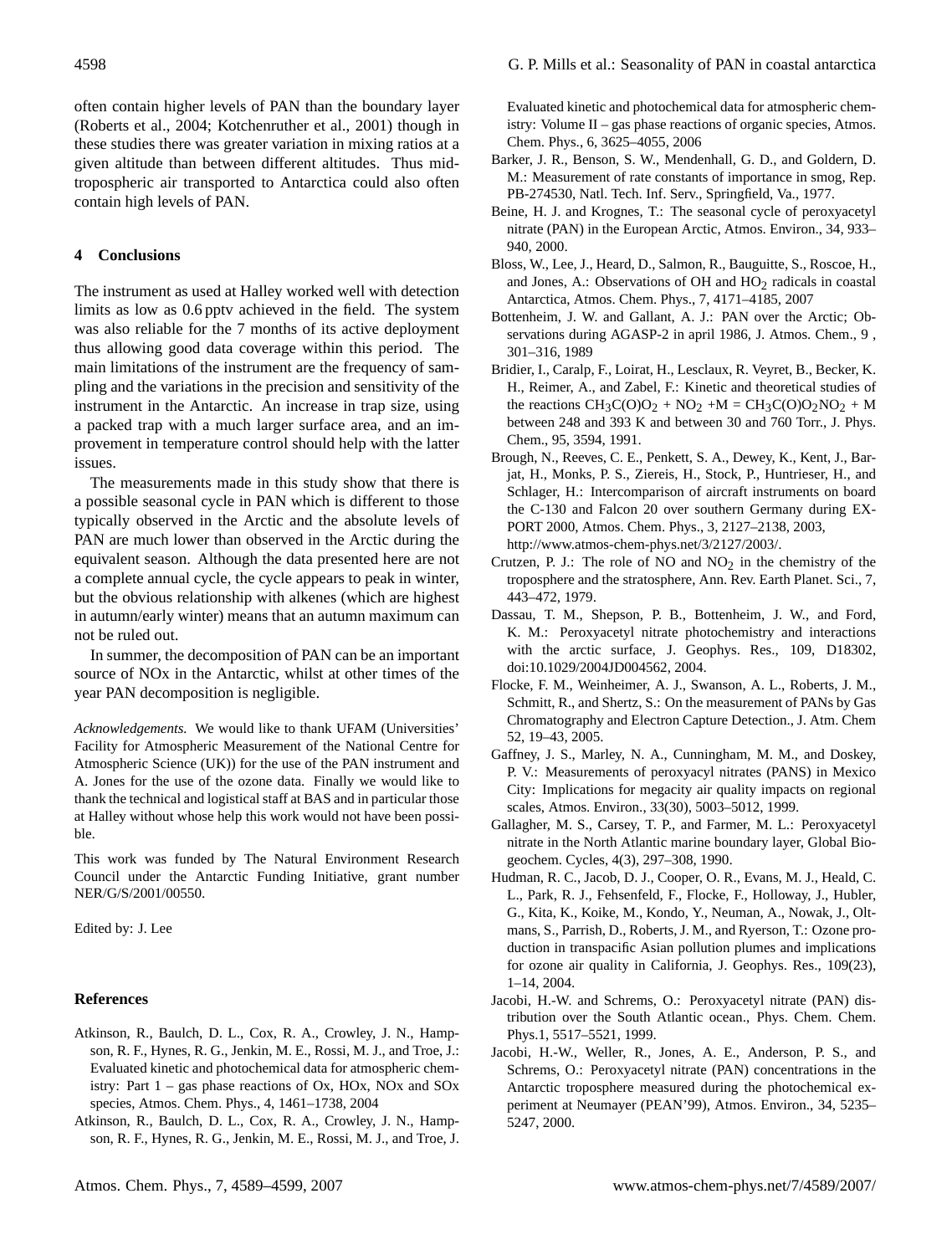often contain higher levels of PAN than the boundary layer (Roberts et al., 2004; Kotchenruther et al., 2001) though in these studies there was greater variation in mixing ratios at a given altitude than between different altitudes. Thus mid-tropospheric air transported to Antarctica could also often contain high levels of PAN.

## 4 Conclusions

The instrument as used at Halley worked well with detection limits as low as 0.6 pptv achieved in the field. The system was also reliable for the 7 months of its active deployment thus allowing good data coverage within this period. The main limitations of the instrument are the frequency of sampling and the variations in the precision and sensitivity of the instrument in the Antarctic. An increase in trap size, using a packed trap with a much larger surface area, and an improvement in temperature control should help with the latter issues.

The measurements made in this study show that there is a possible seasonal cycle in PAN which is different to those typically observed in the Arctic and the absolute levels of PAN are much lower than observed in the Arctic during the equivalent season. Although the data presented here are not a complete annual cycle, the cycle appears to peak in winter, but the obvious relationship with alkenes (which are highest in autumn/early winter) means that an autumn maximum can not be ruled out.

In summer, the decomposition of PAN can be an important source of NOx in the Antarctic, whilst at other times of the year PAN decomposition is negligible.

*Acknowledgements.* We would like to thank UFAM (Universities' Facility for Atmospheric Measurement of the National Centre for Atmospheric Science (UK)) for the use of the PAN instrument and A. Jones for the use of the ozone data. Finally we would like to thank the technical and logistical staff at BAS and in particular those at Halley without whose help this work would not have been possible.

This work was funded by The Natural Environment Research Council under the Antarctic Funding Initiative, grant number NER/G/S/2001/00550.

Edited by: J. Lee

## References

Atkinson, R., Baulch, D. L., Cox, R. A., Crowley, J. N., Hampson, R. F., Hynes, R. G., Jenkin, M. E., Rossi, M. J., and Troe, J.: Evaluated kinetic and photochemical data for atmospheric chemistry: Part 1 – gas phase reactions of Ox, HOx, NOx and SOx species, Atmos. Chem. Phys., 4, 1461–1738, 2004

Atkinson, R., Baulch, D. L., Cox, R. A., Crowley, J. N., Hampson, R. F., Hynes, R. G., Jenkin, M. E., Rossi, M. J., and Troe, J. Evaluated kinetic and photochemical data for atmospheric chemistry: Volume II – gas phase reactions of organic species, Atmos. Chem. Phys., 6, 3625–4055, 2006

Barker, J. R., Benson, S. W., Mendenhall, G. D., and Goldern, D. M.: Measurement of rate constants of importance in smog, Rep. PB-274530, Natl. Tech. Inf. Serv., Springfield, Va., 1977.

Beine, H. J. and Krognes, T.: The seasonal cycle of peroxyacetyl nitrate (PAN) in the European Arctic, Atmos. Environ., 34, 933–940, 2000.

Bloss, W., Lee, J., Heard, D., Salmon, R., Bauguitte, S., Roscoe, H., and Jones, A.: Observations of OH and $HO_2$ radicals in coastal Antarctica, Atmos. Chem. Phys., 7, 4171–4185, 2007

Bottenheim, J. W. and Gallant, A. J.: PAN over the Arctic; Observations during AGASP-2 in april 1986, J. Atmos. Chem., 9 , 301–316, 1989

Bridier, I., Caralp, F., Loirat, H., Lesclaux, R. Veyret, B., Becker, K. H., Reimer, A., and Zabel, F.: Kinetic and theoretical studies of the reactions $CH_3C(O)O_2$ + $NO_2$ +M = $CH_3C(O)O_2NO_2$ + M between 248 and 393 K and between 30 and 760 Torr., J. Phys. Chem., 95, 3594, 1991.

Brough, N., Reeves, C. E., Penkett, S. A., Dewey, K., Kent, J., Barjat, H., Monks, P. S., Ziereis, H., Stock, P., Huntrieser, H., and Schlager, H.: Intercomparison of aircraft instruments on board the C-130 and Falcon 20 over southern Germany during EXPORT 2000, Atmos. Chem. Phys., 3, 2127–2138, 2003, http://www.atmos-chem-phys.net/3/2127/2003/.

Crutzen, P. J.: The role of NO and $NO_2$ in the chemistry of the troposphere and the stratosphere, Ann. Rev. Earth Planet. Sci., 7, 443–472, 1979.

Dassau, T. M., Shepson, P. B., Bottenheim, J. W., and Ford, K. M.: Peroxyacetyl nitrate photochemistry and interactions with the arctic surface, J. Geophys. Res., 109, D18302, doi:10.1029/2004JD004562, 2004.

Flocke, F. M., Weinheimer, A. J., Swanson, A. L., Roberts, J. M., Schmitt, R., and Shertz, S.: On the measurement of PANs by Gas Chromatography and Electron Capture Detection., J. Atm. Chem 52, 19–43, 2005.

Gaffney, J. S., Marley, N. A., Cunningham, M. M., and Doskey, P. V.: Measurements of peroxyacyl nitrates (PANS) in Mexico City: Implications for megacity air quality impacts on regional scales, Atmos. Environ., 33(30), 5003–5012, 1999.

Gallagher, M. S., Carsey, T. P., and Farmer, M. L.: Peroxyacetyl nitrate in the North Atlantic marine boundary layer, Global Biogeochem. Cycles, 4(3), 297–308, 1990.

Hudman, R. C., Jacob, D. J., Cooper, O. R., Evans, M. J., Heald, C. L., Park, R. J., Fehsenfeld, F., Flocke, F., Holloway, J., Hubler, G., Kita, K., Koike, M., Kondo, Y., Neuman, A., Nowak, J., Oltmans, S., Parrish, D., Roberts, J. M., and Ryerson, T.: Ozone production in transpacific Asian pollution plumes and implications for ozone air quality in California, J. Geophys. Res., 109(23), 1–14, 2004.

Jacobi, H.-W. and Schrems, O.: Peroxyacetyl nitrate (PAN) distribution over the South Atlantic ocean., Phys. Chem. Chem. Phys.1, 5517–5521, 1999.

Jacobi, H.-W., Weller, R., Jones, A. E., Anderson, P. S., and Schrems, O.: Peroxyacetyl nitrate (PAN) concentrations in the Antarctic troposphere measured during the photochemical experiment at Neumayer (PEAN'99), Atmos. Environ., 34, 5235–5247, 2000.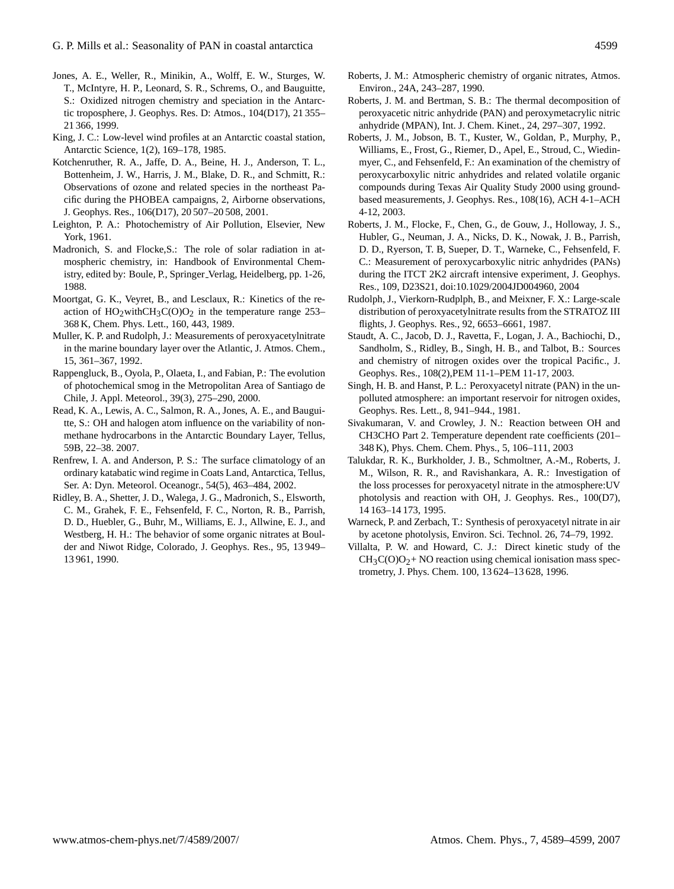Jones, A. E., Weller, R., Minikin, A., Wolff, E. W., Sturges, W. T., McIntyre, H. P., Leonard, S. R., Schrems, O., and Bauguitte, S.: Oxidized nitrogen chemistry and speciation in the Antarctic troposphere, J. Geophys. Res. D: Atmos., 104(D17), 21 355–21 366, 1999.

King, J. C.: Low-level wind profiles at an Antarctic coastal station, Antarctic Science, 1(2), 169–178, 1985.

Kotchenruther, R. A., Jaffe, D. A., Beine, H. J., Anderson, T. L., Bottenheim, J. W., Harris, J. M., Blake, D. R., and Schmitt, R.: Observations of ozone and related species in the northeast Pacific during the PHOBEA campaigns, 2, Airborne observations, J. Geophys. Res., 106(D17), 20 507–20 508, 2001.

Leighton, P. A.: Photochemistry of Air Pollution, Elsevier, New York, 1961.

Madronich, S. and Flocke,S.: The role of solar radiation in atmospheric chemistry, in: Handbook of Environmental Chemistry, edited by: Boule, P., Springer_Verlag, Heidelberg, pp. 1-26, 1988.

Moortgat, G. K., Veyret, B., and Lesclaux, R.: Kinetics of the reaction of $HO_2$with$CH_3C(O)O_2$ in the temperature range 253–368 K, Chem. Phys. Lett., 160, 443, 1989.

Muller, K. P. and Rudolph, J.: Measurements of peroxyacetylnitrate in the marine boundary layer over the Atlantic, J. Atmos. Chem., 15, 361–367, 1992.

Rappengluck, B., Oyola, P., Olaeta, I., and Fabian, P.: The evolution of photochemical smog in the Metropolitan Area of Santiago de Chile, J. Appl. Meteorol., 39(3), 275–290, 2000.

Read, K. A., Lewis, A. C., Salmon, R. A., Jones, A. E., and Bauguitte, S.: OH and halogen atom influence on the variability of non-methane hydrocarbons in the Antarctic Boundary Layer, Tellus, 59B, 22–38. 2007.

Renfrew, I. A. and Anderson, P. S.: The surface climatology of an ordinary katabatic wind regime in Coats Land, Antarctica, Tellus, Ser. A: Dyn. Meteorol. Oceanogr., 54(5), 463–484, 2002.

Ridley, B. A., Shetter, J. D., Walega, J. G., Madronich, S., Elsworth, C. M., Grahek, F. E., Fehsenfeld, F. C., Norton, R. B., Parrish, D. D., Huebler, G., Buhr, M., Williams, E. J., Allwine, E. J., and Westberg, H. H.: The behavior of some organic nitrates at Boulder and Niwot Ridge, Colorado, J. Geophys. Res., 95, 13 949–13 961, 1990.

Roberts, J. M.: Atmospheric chemistry of organic nitrates, Atmos. Environ., 24A, 243–287, 1990.

Roberts, J. M. and Bertman, S. B.: The thermal decomposition of peroxyacetic nitric anhydride (PAN) and peroxymetacrylic nitric anhydride (MPAN), Int. J. Chem. Kinet., 24, 297–307, 1992.

Roberts, J. M., Jobson, B. T., Kuster, W., Goldan, P., Murphy, P., Williams, E., Frost, G., Riemer, D., Apel, E., Stroud, C., Wiedinmyer, C., and Fehsenfeld, F.: An examination of the chemistry of peroxycarboxylic nitric anhydrides and related volatile organic compounds during Texas Air Quality Study 2000 using ground-based measurements, J. Geophys. Res., 108(16), ACH 4-1–ACH 4-12, 2003.

Roberts, J. M., Flocke, F., Chen, G., de Gouw, J., Holloway, J. S., Hubler, G., Neuman, J. A., Nicks, D. K., Nowak, J. B., Parrish, D. D., Ryerson, T. B, Sueper, D. T., Warneke, C., Fehsenfeld, F. C.: Measurement of peroxycarboxylic nitric anhydrides (PANs) during the ITCT 2K2 aircraft intensive experiment, J. Geophys. Res., 109, D23S21, doi:10.1029/2004JD004960, 2004

Rudolph, J., Vierkorn-Rudplph, B., and Meixner, F. X.: Large-scale distribution of peroxyacetylnitrate results from the STRATOZ III flights, J. Geophys. Res., 92, 6653–6661, 1987.

Staudt, A. C., Jacob, D. J., Ravetta, F., Logan, J. A., Bachiochi, D., Sandholm, S., Ridley, B., Singh, H. B., and Talbot, B.: Sources and chemistry of nitrogen oxides over the tropical Pacific., J. Geophys. Res., 108(2),PEM 11-1–PEM 11-17, 2003.

Singh, H. B. and Hanst, P. L.: Peroxyacetyl nitrate (PAN) in the unpolluted atmosphere: an important reservoir for nitrogen oxides, Geophys. Res. Lett., 8, 941–944., 1981.

Sivakumaran, V. and Crowley, J. N.: Reaction between OH and CH3CHO Part 2. Temperature dependent rate coefficients (201–348 K), Phys. Chem. Chem. Phys., 5, 106–111, 2003

Talukdar, R. K., Burkholder, J. B., Schmoltner, A.-M., Roberts, J. M., Wilson, R. R., and Ravishankara, A. R.: Investigation of the loss processes for peroxyacetyl nitrate in the atmosphere:UV photolysis and reaction with OH, J. Geophys. Res., 100(D7), 14 163–14 173, 1995.

Warneck, P. and Zerbach, T.: Synthesis of peroxyacetyl nitrate in air by acetone photolysis, Environ. Sci. Technol. 26, 74–79, 1992.

Villalta, P. W. and Howard, C. J.: Direct kinetic study of the $CH_3C(O)O_2$+ NO reaction using chemical ionisation mass spectrometry, J. Phys. Chem. 100, 13 624–13 628, 1996.